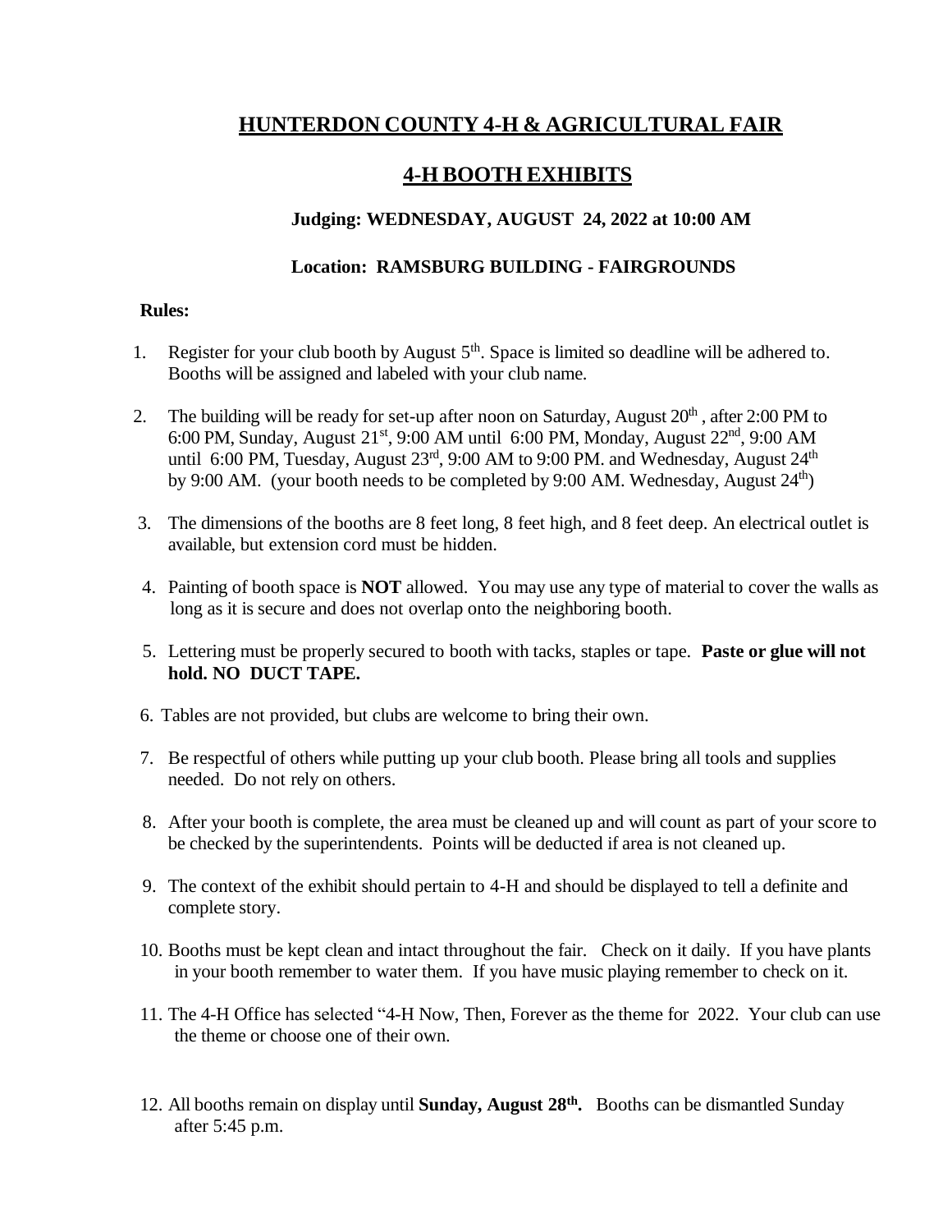# HUNTERDON COUNTY 4-H & AGRICULTURAL FAIR

## 4-H BOOTH EXHIBITS

### Judging: WEDNESDAY, AUGUST 24, 2022 at 10:00 AM

### Location: RAMSBURG BUILDING - FAIRGROUNDS

**Rules:**

1. Register for your club booth by August 5th. Space is limited so deadline will be adhered to. Booths will be assigned and labeled with your club name.

2. The building will be ready for set-up after noon on Saturday, August 20th , after 2:00 PM to 6:00 PM, Sunday, August 21st, 9:00 AM until 6:00 PM, Monday, August 22nd, 9:00 AM until 6:00 PM, Tuesday, August 23rd, 9:00 AM to 9:00 PM. and Wednesday, August 24th by 9:00 AM. (your booth needs to be completed by 9:00 AM. Wednesday, August 24th)

3. The dimensions of the booths are 8 feet long, 8 feet high, and 8 feet deep. An electrical outlet is available, but extension cord must be hidden.

4. Painting of booth space is **NOT** allowed. You may use any type of material to cover the walls as long as it is secure and does not overlap onto the neighboring booth.

5. Lettering must be properly secured to booth with tacks, staples or tape. **Paste or glue will not hold. NO DUCT TAPE.**

6. Tables are not provided, but clubs are welcome to bring their own.

7. Be respectful of others while putting up your club booth. Please bring all tools and supplies needed. Do not rely on others.

8. After your booth is complete, the area must be cleaned up and will count as part of your score to be checked by the superintendents. Points will be deducted if area is not cleaned up.

9. The context of the exhibit should pertain to 4-H and should be displayed to tell a definite and complete story.

10. Booths must be kept clean and intact throughout the fair. Check on it daily. If you have plants in your booth remember to water them. If you have music playing remember to check on it.

11. The 4-H Office has selected "4-H Now, Then, Forever as the theme for 2022. Your club can use the theme or choose one of their own.

12. All booths remain on display until **Sunday, August 28th.** Booths can be dismantled Sunday after 5:45 p.m.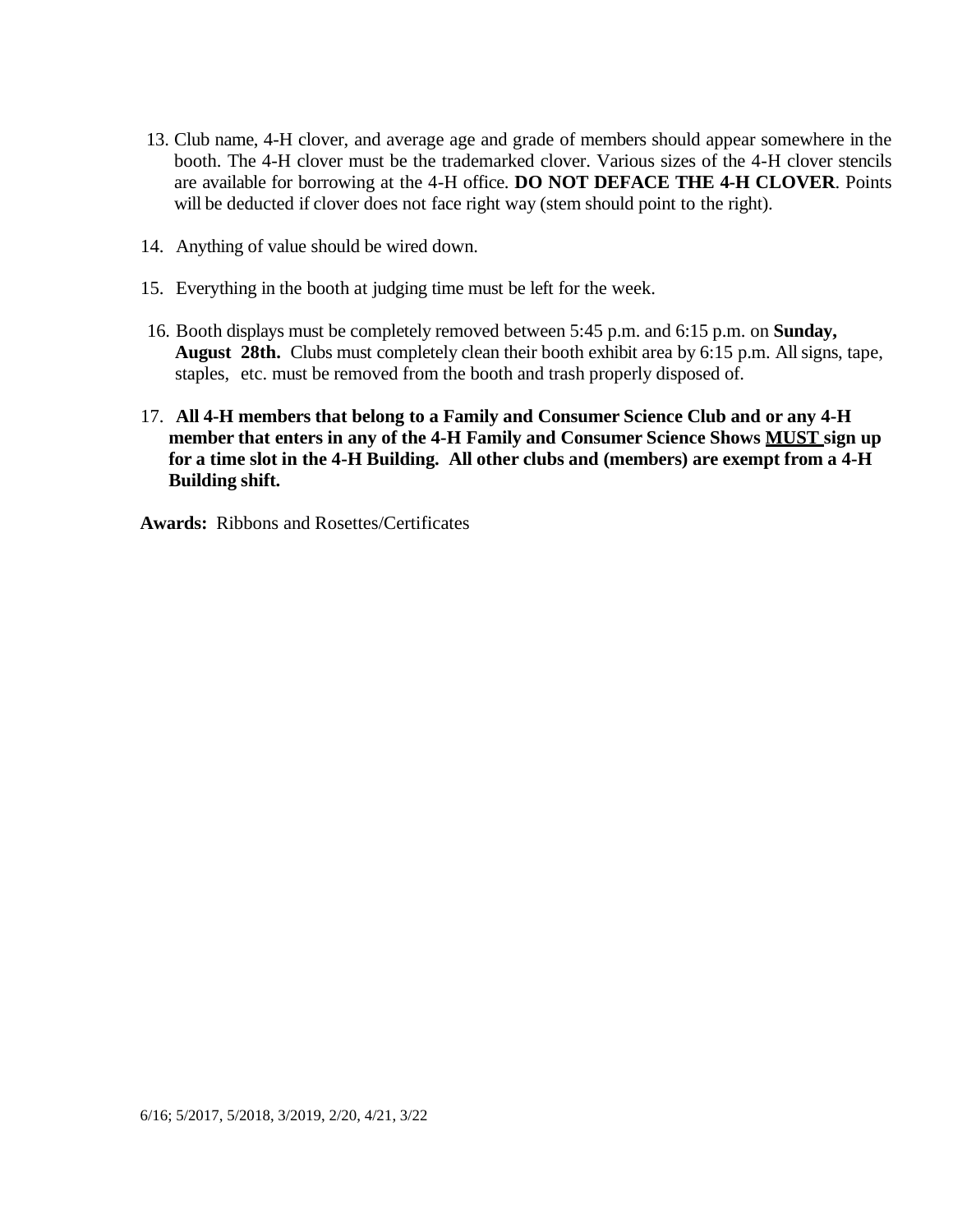13. Club name, 4-H clover, and average age and grade of members should appear somewhere in the booth. The 4-H clover must be the trademarked clover. Various sizes of the 4-H clover stencils are available for borrowing at the 4-H office. **DO NOT DEFACE THE 4-H CLOVER**. Points will be deducted if clover does not face right way (stem should point to the right).

14. Anything of value should be wired down.

15. Everything in the booth at judging time must be left for the week.

16. Booth displays must be completely removed between 5:45 p.m. and 6:15 p.m. on **Sunday, August 28th.** Clubs must completely clean their booth exhibit area by 6:15 p.m. All signs, tape, staples, etc. must be removed from the booth and trash properly disposed of.

17. **All 4-H members that belong to a Family and Consumer Science Club and or any 4-H member that enters in any of the 4-H Family and Consumer Science Shows <u>MUST</u> sign up for a time slot in the 4-H Building. All other clubs and (members) are exempt from a 4-H Building shift.**

**Awards:** Ribbons and Rosettes/Certificates

6/16; 5/2017, 5/2018, 3/2019, 2/20, 4/21, 3/22